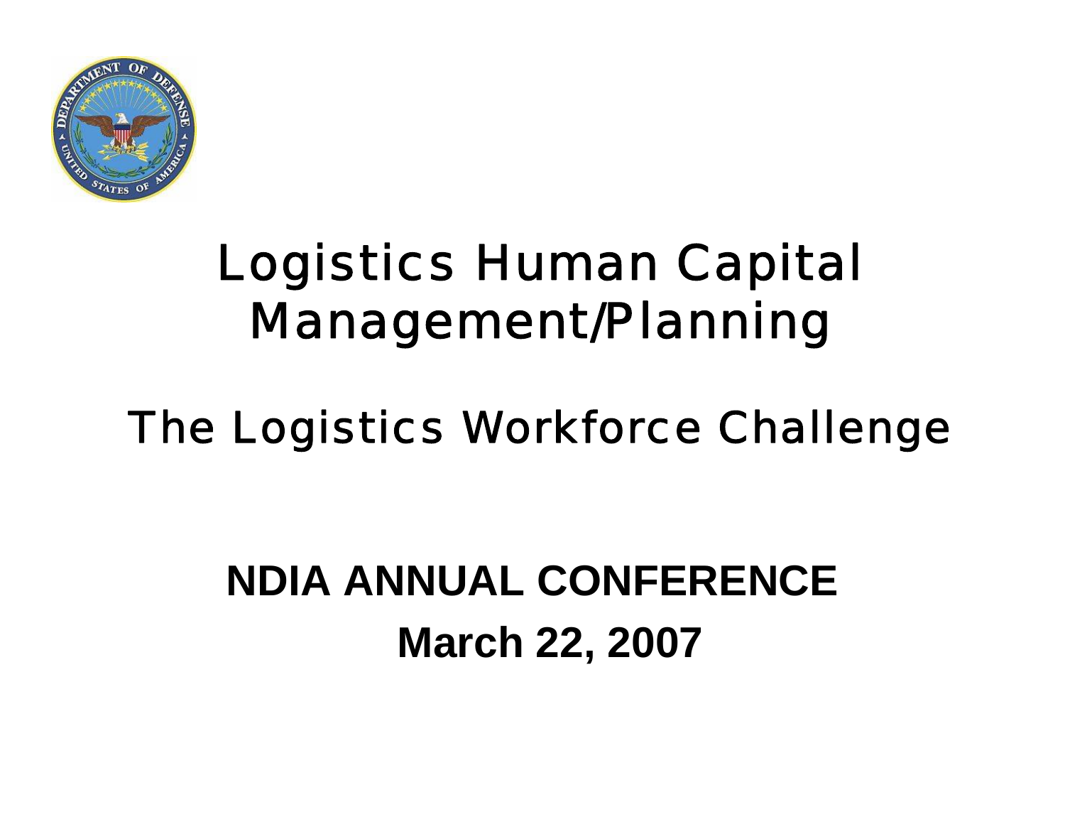# Logistics Human Capital Management/Planning

## The Logistics Workforce Challenge

**NDIA ANNUAL CONFERENCE**

**March 22, 2007**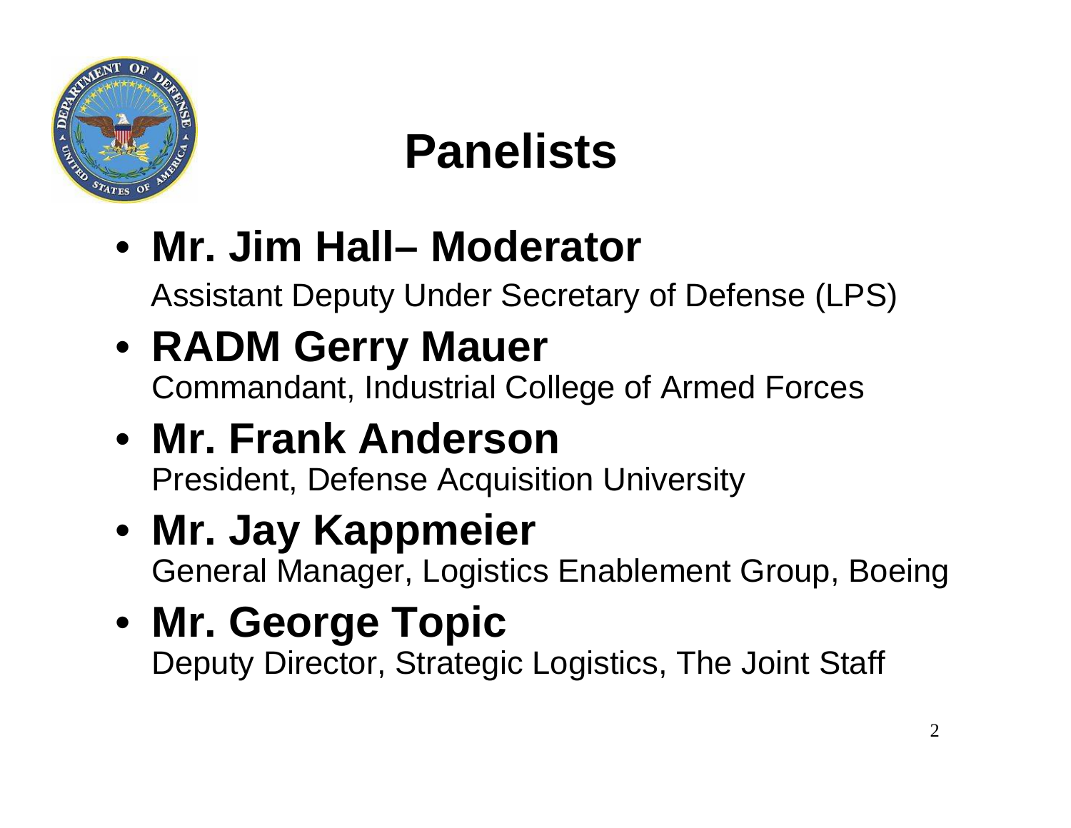# Panelists

- **Mr. Jim Hall– Moderator**
  Assistant Deputy Under Secretary of Defense (LPS)
- **RADM Gerry Mauer**
  Commandant, Industrial College of Armed Forces
- **Mr. Frank Anderson**
  President, Defense Acquisition University
- **Mr. Jay Kappmeier**
  General Manager, Logistics Enablement Group, Boeing
- **Mr. George Topic**
  Deputy Director, Strategic Logistics, The Joint Staff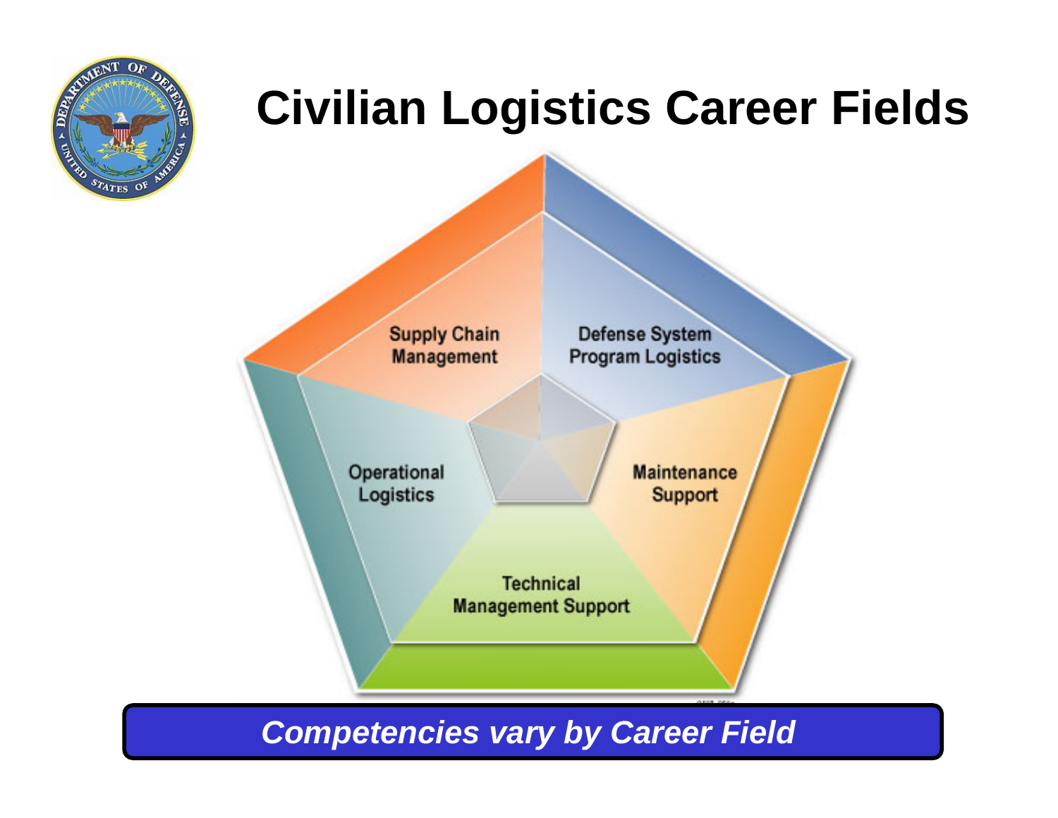# Civilian Logistics Career Fields

Supply Chain Management

Defense System Program Logistics

Operational Logistics

Maintenance Support

Technical Management Support

***Competencies vary by Career Field***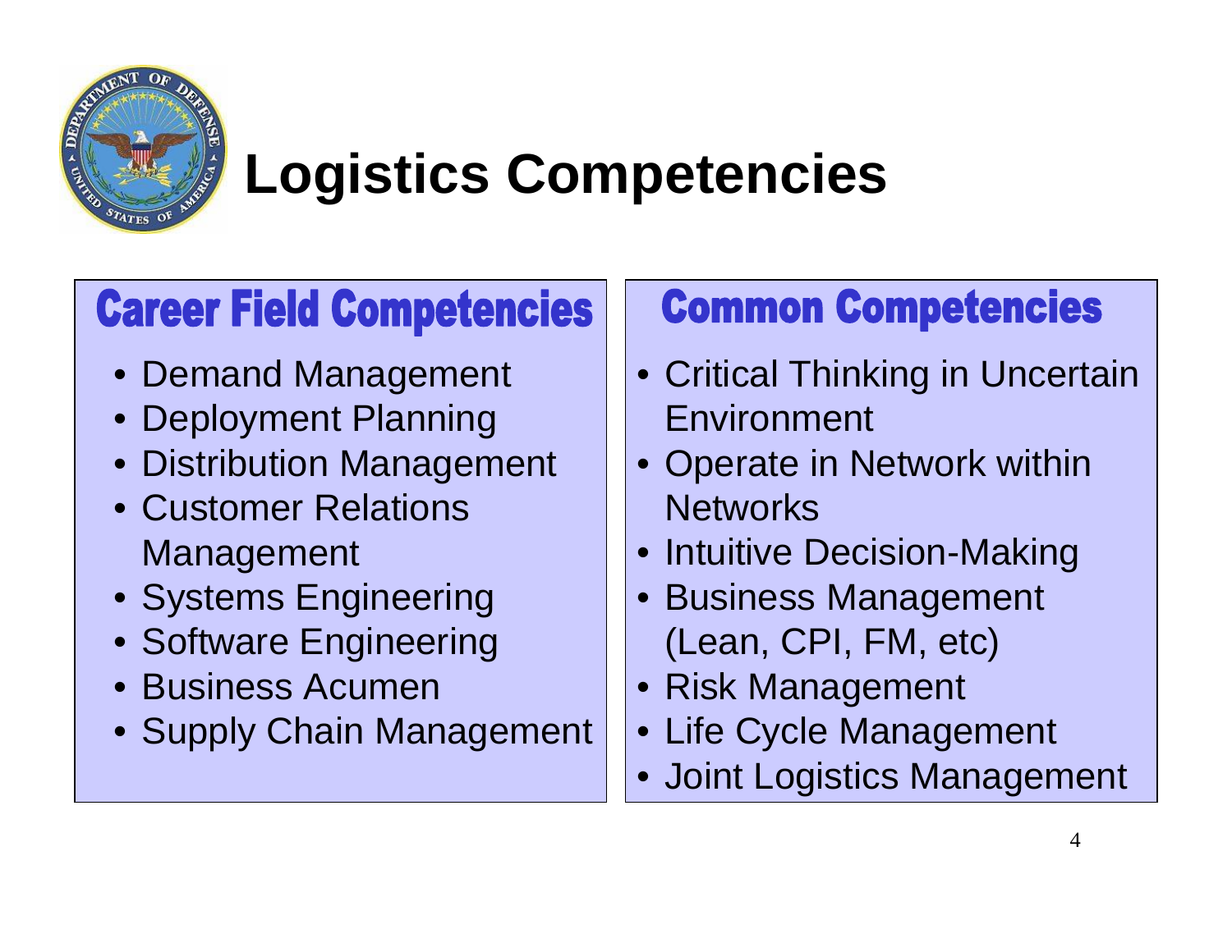# Logistics Competencies

## Career Field Competencies

- Demand Management
- Deployment Planning
- Distribution Management
- Customer Relations Management
- Systems Engineering
- Software Engineering
- Business Acumen
- Supply Chain Management

## Common Competencies

- Critical Thinking in Uncertain Environment
- Operate in Network within Networks
- Intuitive Decision-Making
- Business Management (Lean, CPI, FM, etc)
- Risk Management
- Life Cycle Management
- Joint Logistics Management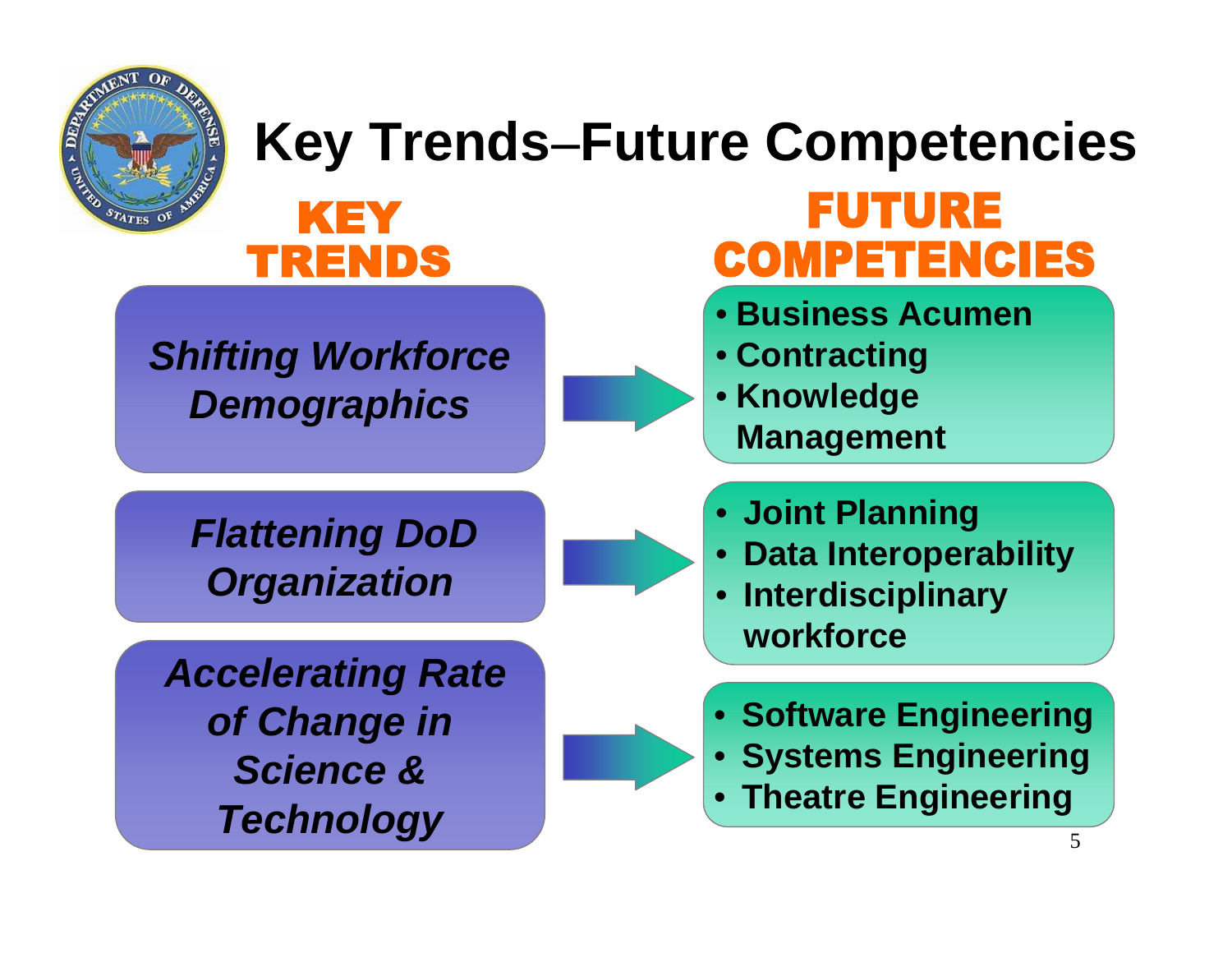# Key Trends–Future Competencies

| KEY TRENDS | FUTURE COMPETENCIES |
|---|---|
| *Shifting Workforce Demographics* | • Business Acumen<br>• Contracting<br>• Knowledge Management |
| *Flattening DoD Organization* | • Joint Planning<br>• Data Interoperability<br>• Interdisciplinary workforce |
| *Accelerating Rate of Change in Science & Technology* | • Software Engineering<br>• Systems Engineering<br>• Theatre Engineering |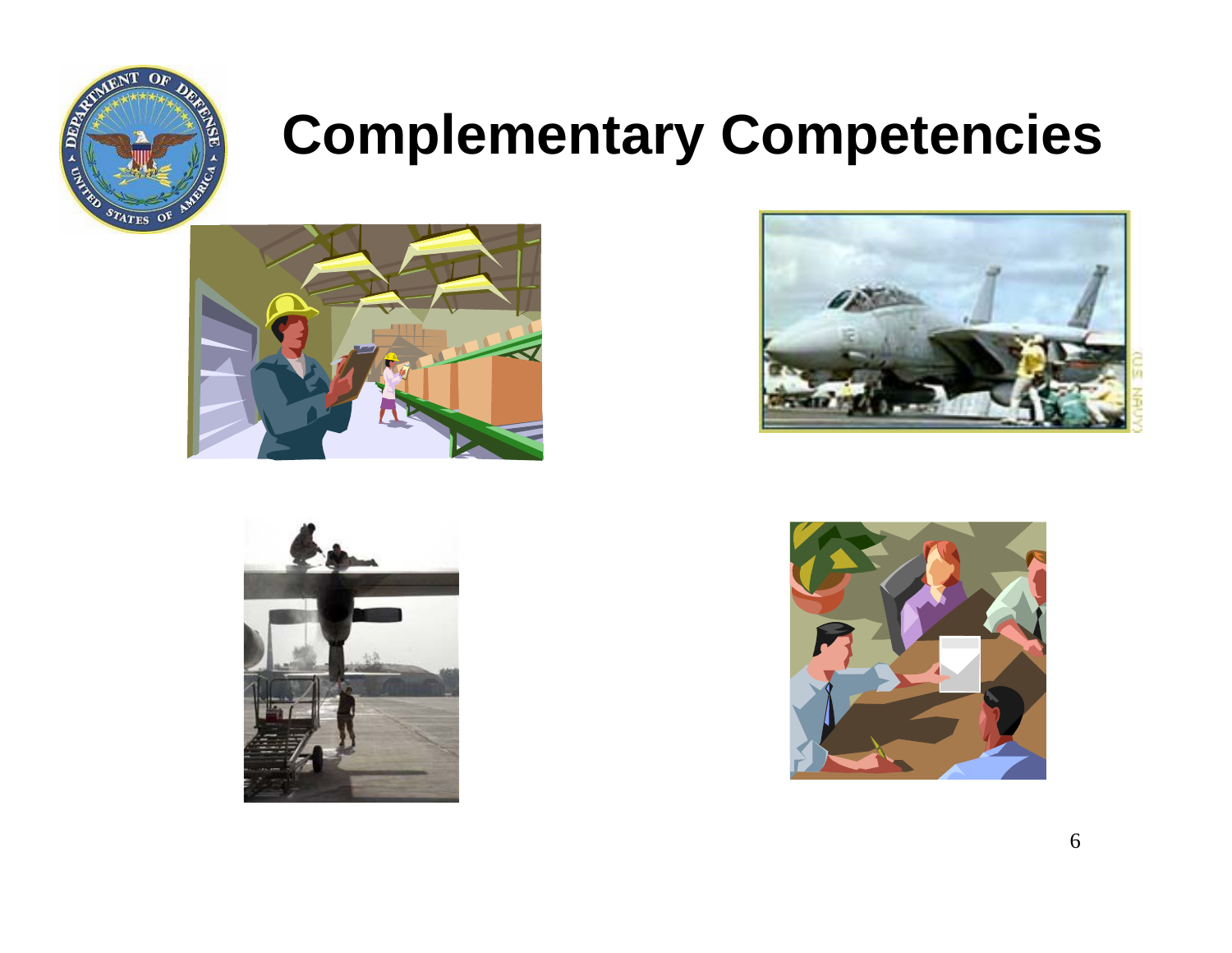# Complementary Competencies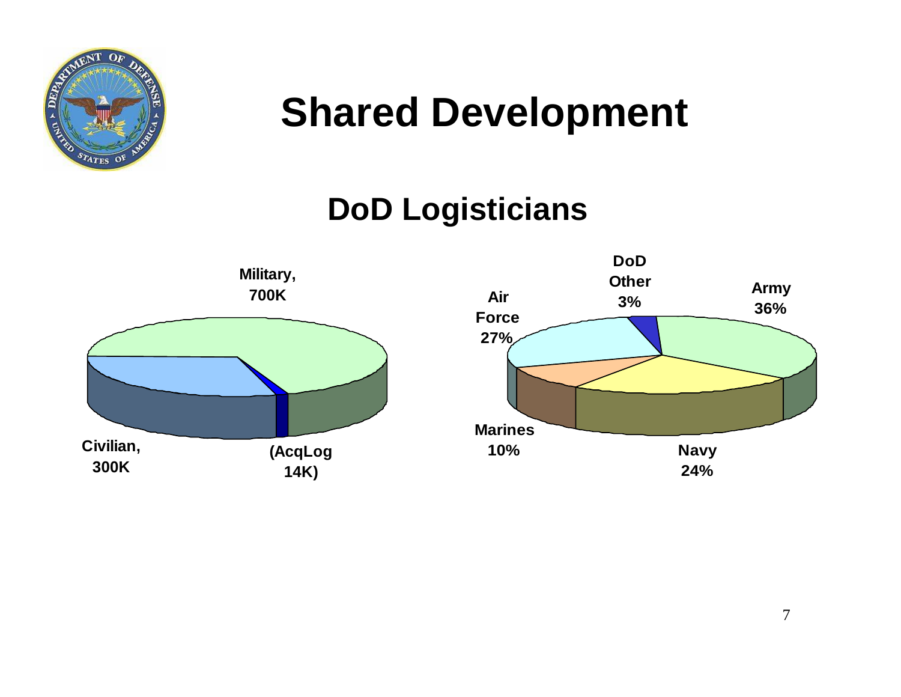# Shared Development

## DoD Logisticians

Military, 700K

Civilian, 300K

(AcqLog 14K)

DoD Other 3%

Army 36%

Air Force 27%

Marines 10%

Navy 24%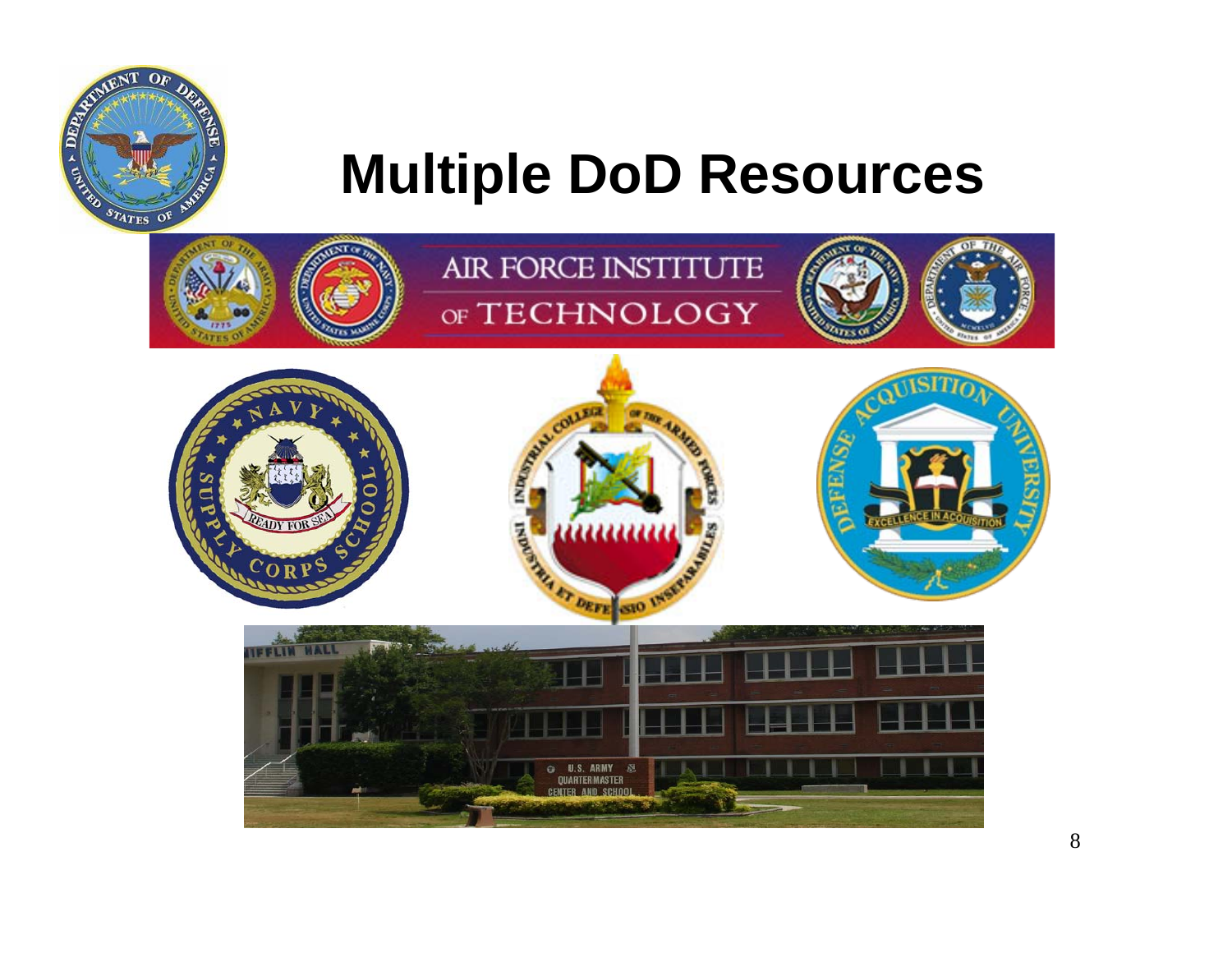# Multiple DoD Resources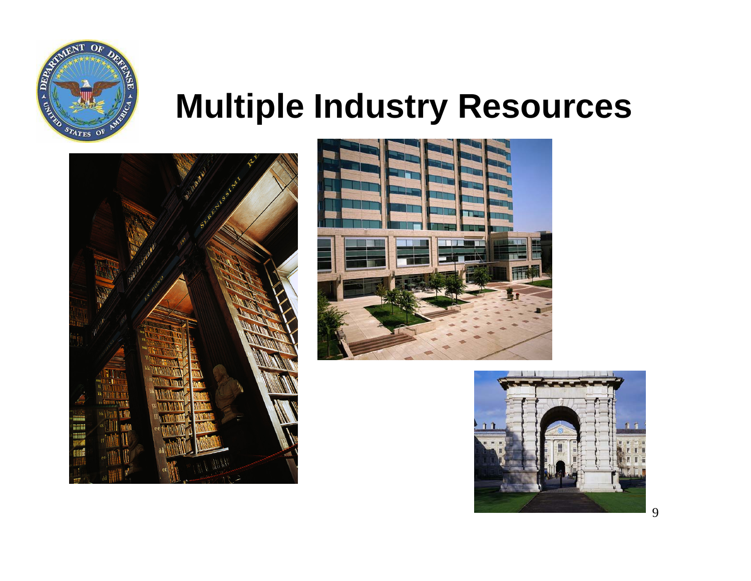# Multiple Industry Resources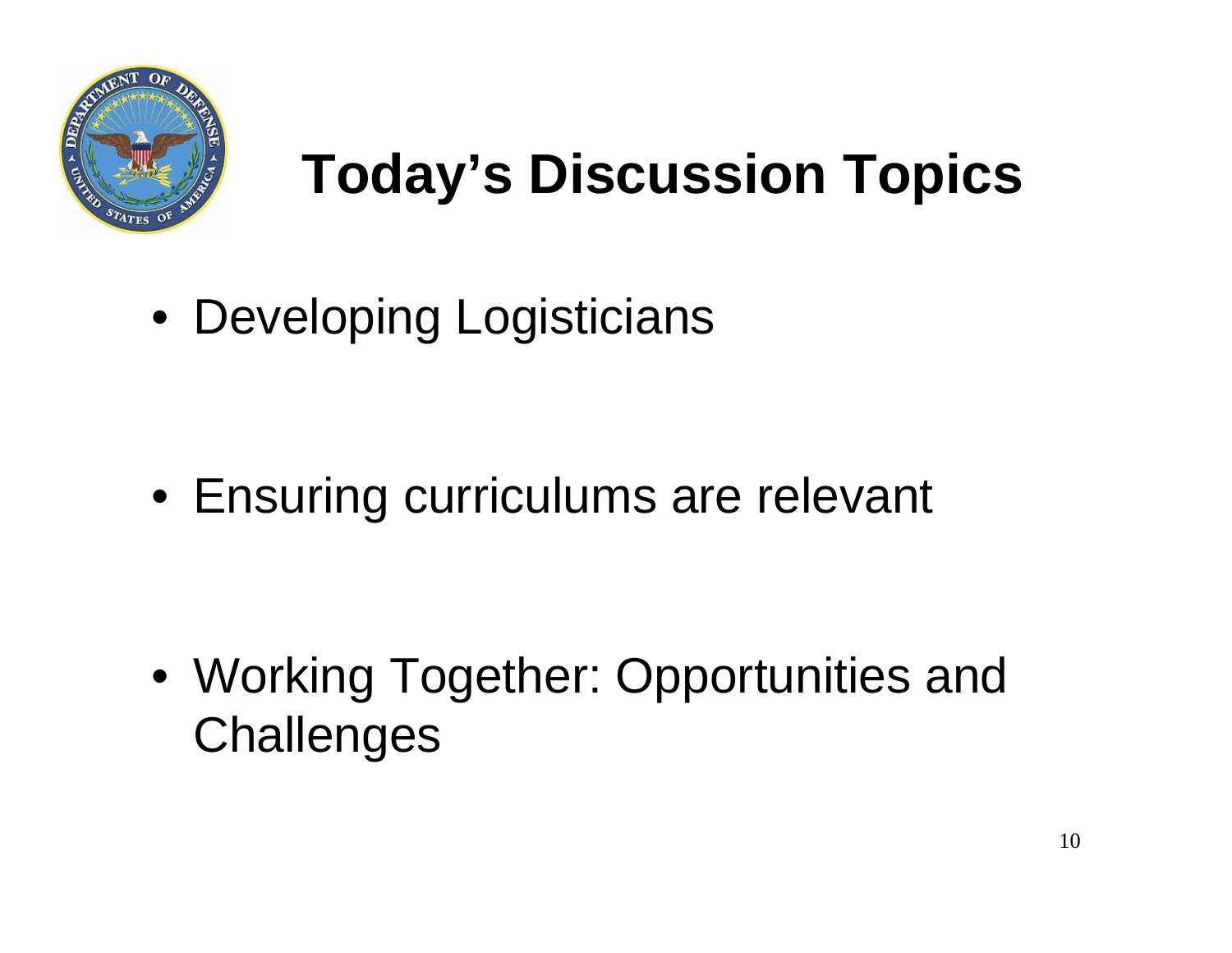# Today's Discussion Topics

- Developing Logisticians
- Ensuring curriculums are relevant
- Working Together: Opportunities and Challenges